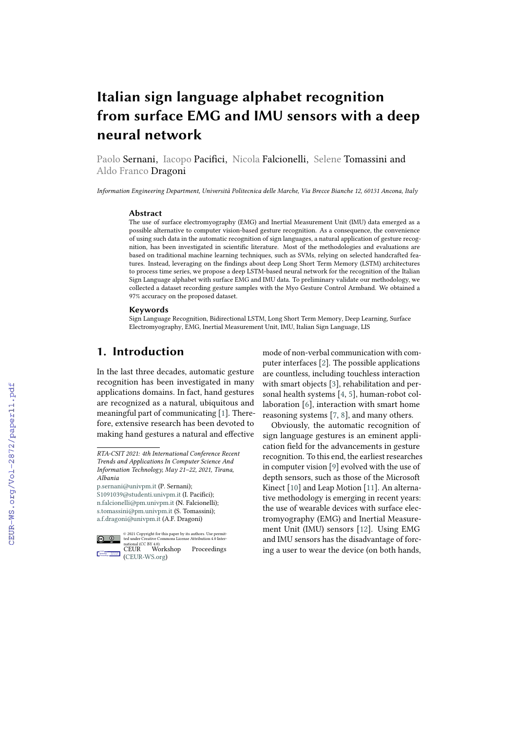# Italian sign language alphabet recognition from surface EMG and IMU sensors with a deep neural network

Paolo Sernani, Iacopo Pacifici, Nicola Falcionelli, Selene Tomassini and Aldo Franco Dragoni

*Information Engineering Department, Università Politecnica delle Marche, Via Brecce Bianche 12, 60131 Ancona, Italy*

### Abstract

The use of surface electromyography (EMG) and Inertial Measurement Unit (IMU) data emerged as a possible alternative to computer vision-based gesture recognition. As a consequence, the convenience of using such data in the automatic recognition of sign languages, a natural application of gesture recognition, has been investigated in scientific literature. Most of the methodologies and evaluations are based on traditional machine learning techniques, such as SVMs, relying on selected handcrafted features. Instead, leveraging on the findings about deep Long Short Term Memory (LSTM) architectures to process time series, we propose a deep LSTM-based neural network for the recognition of the Italian Sign Language alphabet with surface EMG and IMU data. To preliminary validate our methodology, we collected a dataset recording gesture samples with the Myo Gesture Control Armband. We obtained a 97% accuracy on the proposed dataset.

### Keywords

Sign Language Recognition, Bidirectional LSTM, Long Short Term Memory, Deep Learning, Surface Electromyography, EMG, Inertial Measurement Unit, IMU, Italian Sign Language, LIS

## 1. Introduction

In the last three decades, automatic gesture recognition has been investigated in many applications domains. In fact, hand gestures are recognized as a natural, ubiquitous and meaningful part of communicating [1]. Therefore, extensive research has been devoted to making hand gestures a natural and effective mode of non-verbal communication with computer interfaces [2]. The possible applications are countless, including touchless interaction with smart objects [3], rehabilitation and personal health systems [4, 5], human-robot collaboration [6], interaction with smart home reasoning systems [7, 8], and many others.

Obviously, the automatic recognition of sign language gestures is an eminent application field for the advancements in gesture recognition. To this end, the earliest researches in computer vision [9] evolved with the use of depth sensors, such as those of the Microsoft Kinect [10] and Leap Motion [11]. An alternative methodology is emerging in recent years: the use of wearable devices with surface electromyography (EMG) and Inertial Measurement Unit (IMU) sensors [12]. Using EMG and IMU sensors has the disadvantage of forcing a user to wear the device (on both hands,

---

*RTA-CSIT 2021: 4th International Conference Recent Trends and Applications In Computer Science And Information Technology, May 21–22, 2021, Tirana, Albania*

p.sernani@univpm.it (P. Sernani); S1091039@studenti.univpm.it (I. Pacifici); n.falcionelli@pm.univpm.it (N. Falcionelli); s.tomassini@pm.univpm.it (S. Tomassini); a.f.dragoni@univpm.it (A.F. Dragoni)

© 2021 Copyright for this paper by its authors. Use permitted under Creative Commons License Attribution 4.0 International (CC BY 4.0).

CEUR Workshop Proceedings (CEUR-WS.org)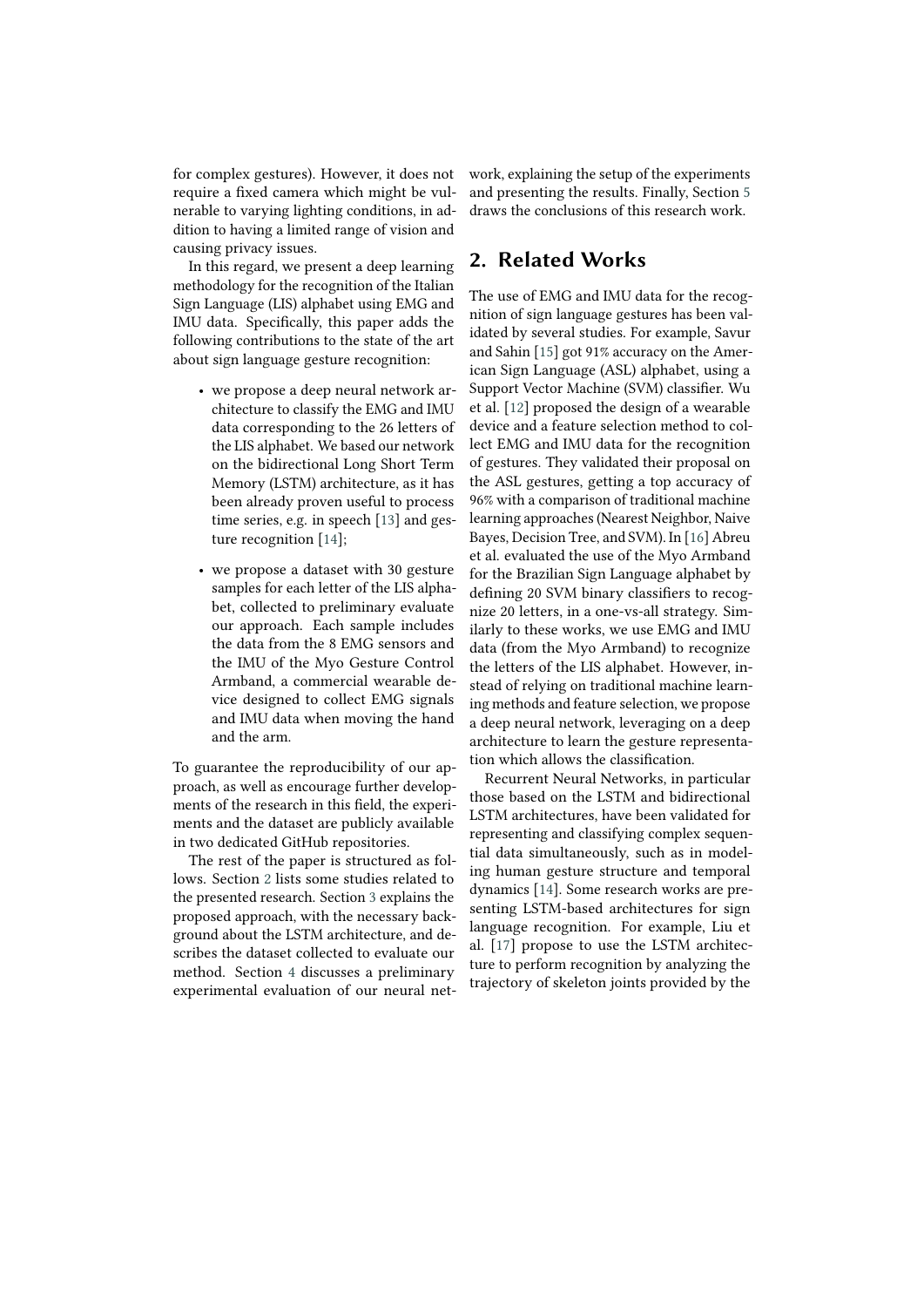for complex gestures). However, it does not require a fixed camera which might be vulnerable to varying lighting conditions, in addition to having a limited range of vision and causing privacy issues.

In this regard, we present a deep learning methodology for the recognition of the Italian Sign Language (LIS) alphabet using EMG and IMU data. Specifically, this paper adds the following contributions to the state of the art about sign language gesture recognition:

- we propose a deep neural network architecture to classify the EMG and IMU data corresponding to the 26 letters of the LIS alphabet. We based our network on the bidirectional Long Short Term Memory (LSTM) architecture, as it has been already proven useful to process time series, e.g. in speech [13] and gesture recognition [14];
- we propose a dataset with 30 gesture samples for each letter of the LIS alphabet, collected to preliminary evaluate our approach. Each sample includes the data from the 8 EMG sensors and the IMU of the Myo Gesture Control Armband, a commercial wearable device designed to collect EMG signals and IMU data when moving the hand and the arm.

To guarantee the reproducibility of our approach, as well as encourage further developments of the research in this field, the experiments and the dataset are publicly available in two dedicated GitHub repositories.

The rest of the paper is structured as follows. Section 2 lists some studies related to the presented research. Section 3 explains the proposed approach, with the necessary background about the LSTM architecture, and describes the dataset collected to evaluate our method. Section 4 discusses a preliminary experimental evaluation of our neural network, explaining the setup of the experiments and presenting the results. Finally, Section 5 draws the conclusions of this research work.

## 2. Related Works

The use of EMG and IMU data for the recognition of sign language gestures has been validated by several studies. For example, Savur and Sahin [15] got 91% accuracy on the American Sign Language (ASL) alphabet, using a Support Vector Machine (SVM) classifier. Wu et al. [12] proposed the design of a wearable device and a feature selection method to collect EMG and IMU data for the recognition of gestures. They validated their proposal on the ASL gestures, getting a top accuracy of 96% with a comparison of traditional machine learning approaches (Nearest Neighbor, Naive Bayes, Decision Tree, and SVM). In [16] Abreu et al. evaluated the use of the Myo Armband for the Brazilian Sign Language alphabet by defining 20 SVM binary classifiers to recognize 20 letters, in a one-vs-all strategy. Similarly to these works, we use EMG and IMU data (from the Myo Armband) to recognize the letters of the LIS alphabet. However, instead of relying on traditional machine learning methods and feature selection, we propose a deep neural network, leveraging on a deep architecture to learn the gesture representation which allows the classification.

Recurrent Neural Networks, in particular those based on the LSTM and bidirectional LSTM architectures, have been validated for representing and classifying complex sequential data simultaneously, such as in modeling human gesture structure and temporal dynamics [14]. Some research works are presenting LSTM-based architectures for sign language recognition. For example, Liu et al. [17] propose to use the LSTM architecture to perform recognition by analyzing the trajectory of skeleton joints provided by the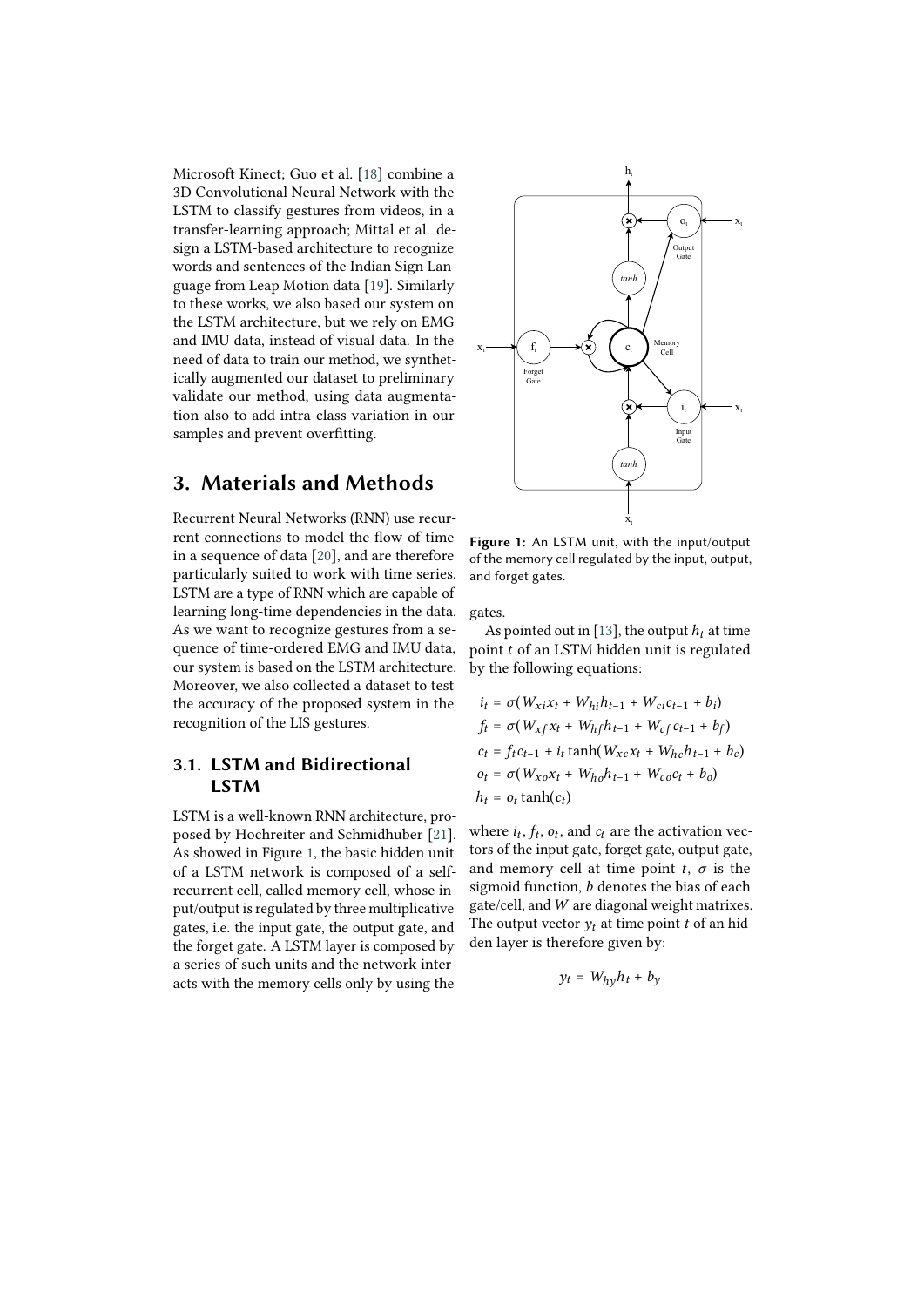Microsoft Kinect; Guo et al. [18] combine a 3D Convolutional Neural Network with the LSTM to classify gestures from videos, in a transfer-learning approach; Mittal et al. design a LSTM-based architecture to recognize words and sentences of the Indian Sign Language from Leap Motion data [19]. Similarly to these works, we also based our system on the LSTM architecture, but we rely on EMG and IMU data, instead of visual data. In the need of data to train our method, we synthetically augmented our dataset to preliminary validate our method, using data augmentation also to add intra-class variation in our samples and prevent overfitting.

# 3. Materials and Methods

Recurrent Neural Networks (RNN) use recurrent connections to model the flow of time in a sequence of data [20], and are therefore particularly suited to work with time series. LSTM are a type of RNN which are capable of learning long-time dependencies in the data. As we want to recognize gestures from a sequence of time-ordered EMG and IMU data, our system is based on the LSTM architecture. Moreover, we also collected a dataset to test the accuracy of the proposed system in the recognition of the LIS gestures.

## 3.1. LSTM and Bidirectional LSTM

LSTM is a well-known RNN architecture, proposed by Hochreiter and Schmidhuber [21]. As showed in Figure 1, the basic hidden unit of a LSTM network is composed of a self-recurrent cell, called memory cell, whose input/output is regulated by three multiplicative gates, i.e. the input gate, the output gate, and the forget gate. A LSTM layer is composed by a series of such units and the network interacts with the memory cells only by using the gates.

**Figure 1:** An LSTM unit, with the input/output of the memory cell regulated by the input, output, and forget gates.

As pointed out in [13], the output $h_t$ at time point $t$ of an LSTM hidden unit is regulated by the following equations:

$$
\begin{aligned}
i_t &= \sigma(W_{xi}x_t + W_{hi}h_{t-1} + W_{ci}c_{t-1} + b_i) \\
f_t &= \sigma(W_{xf}x_t + W_{hf}h_{t-1} + W_{cf}c_{t-1} + b_f) \\
c_t &= f_t c_{t-1} + i_t \tanh(W_{xc}x_t + W_{hc}h_{t-1} + b_c) \\
o_t &= \sigma(W_{xo}x_t + W_{ho}h_{t-1} + W_{co}c_t + b_o) \\
h_t &= o_t \tanh(c_t)
\end{aligned}
$$

where $i_t$, $f_t$, $o_t$, and $c_t$ are the activation vectors of the input gate, forget gate, output gate, and memory cell at time point $t$, $\sigma$ is the sigmoid function, $b$ denotes the bias of each gate/cell, and $W$ are diagonal weight matrixes. The output vector $y_t$ at time point $t$ of an hidden layer is therefore given by:

$$
y_t = W_{hy}h_t + b_y
$$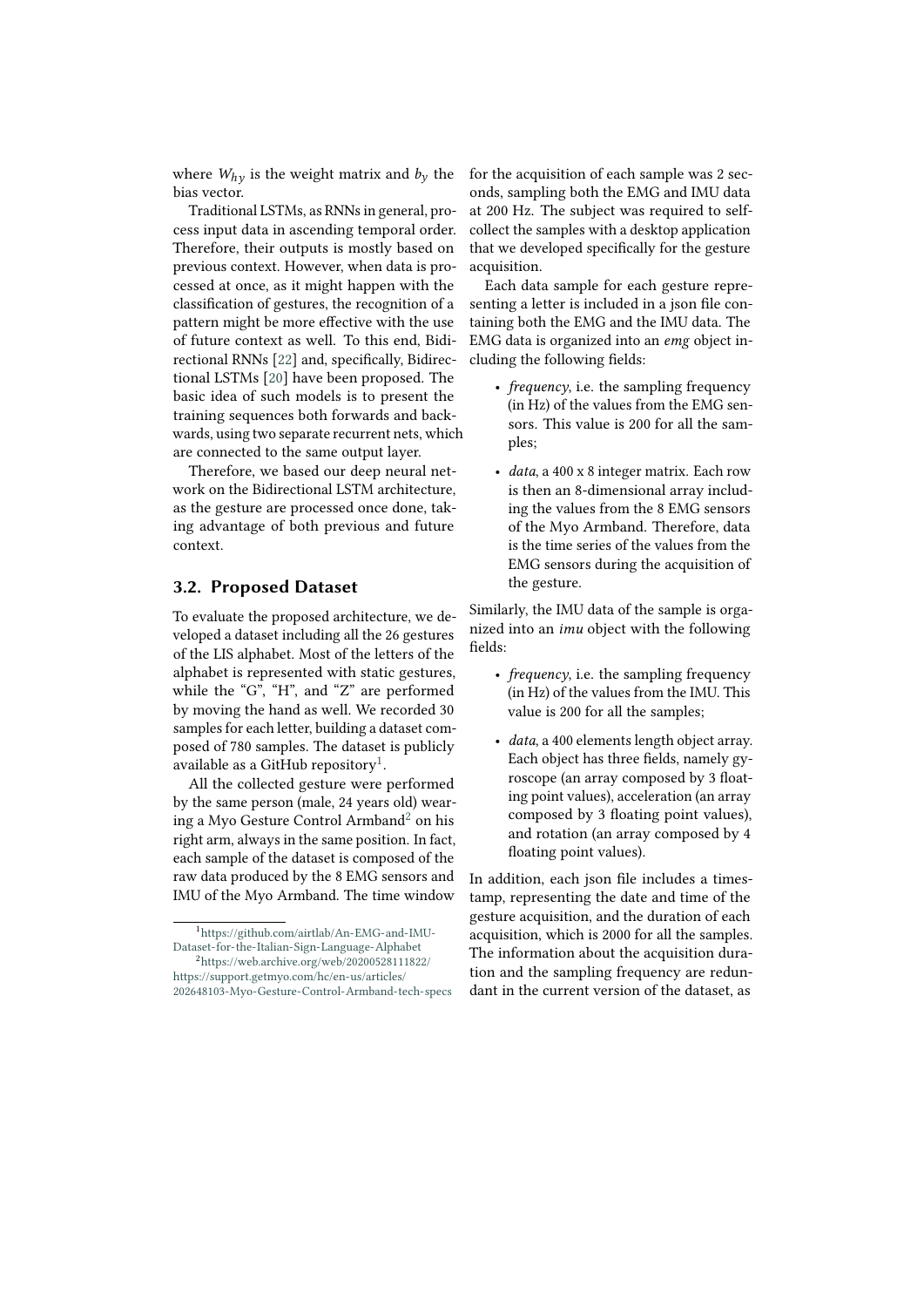where $W_{hy}$ is the weight matrix and $b_y$ the bias vector.

Traditional LSTMs, as RNNs in general, process input data in ascending temporal order. Therefore, their outputs is mostly based on previous context. However, when data is processed at once, as it might happen with the classification of gestures, the recognition of a pattern might be more effective with the use of future context as well. To this end, Bidirectional RNNs [22] and, specifically, Bidirectional LSTMs [20] have been proposed. The basic idea of such models is to present the training sequences both forwards and backwards, using two separate recurrent nets, which are connected to the same output layer.

Therefore, we based our deep neural network on the Bidirectional LSTM architecture, as the gesture are processed once done, taking advantage of both previous and future context.

## 3.2. Proposed Dataset

To evaluate the proposed architecture, we developed a dataset including all the 26 gestures of the LIS alphabet. Most of the letters of the alphabet is represented with static gestures, while the "G", "H", and "Z" are performed by moving the hand as well. We recorded 30 samples for each letter, building a dataset composed of 780 samples. The dataset is publicly available as a GitHub repository[1].

All the collected gesture were performed by the same person (male, 24 years old) wearing a Myo Gesture Control Armband[2] on his right arm, always in the same position. In fact, each sample of the dataset is composed of the raw data produced by the 8 EMG sensors and IMU of the Myo Armband. The time window for the acquisition of each sample was 2 seconds, sampling both the EMG and IMU data at 200 Hz. The subject was required to self-collect the samples with a desktop application that we developed specifically for the gesture acquisition.

Each data sample for each gesture representing a letter is included in a json file containing both the EMG and the IMU data. The EMG data is organized into an *emg* object including the following fields:

- *frequency*, i.e. the sampling frequency (in Hz) of the values from the EMG sensors. This value is 200 for all the samples;
- *data*, a 400 x 8 integer matrix. Each row is then an 8-dimensional array including the values from the 8 EMG sensors of the Myo Armband. Therefore, data is the time series of the values from the EMG sensors during the acquisition of the gesture.

Similarly, the IMU data of the sample is organized into an *imu* object with the following fields:

- *frequency*, i.e. the sampling frequency (in Hz) of the values from the IMU. This value is 200 for all the samples;
- *data*, a 400 elements length object array. Each object has three fields, namely gyroscope (an array composed by 3 floating point values), acceleration (an array composed by 3 floating point values), and rotation (an array composed by 4 floating point values).

In addition, each json file includes a timestamp, representing the date and time of the gesture acquisition, and the duration of each acquisition, which is 2000 for all the samples. The information about the acquisition duration and the sampling frequency are redundant in the current version of the dataset, as

[1] https://github.com/airtlab/An-EMG-and-IMU-Dataset-for-the-Italian-Sign-Language-Alphabet

[2] https://web.archive.org/web/20200528111822/https://support.getmyo.com/hc/en-us/articles/202648103-Myo-Gesture-Control-Armband-tech-specs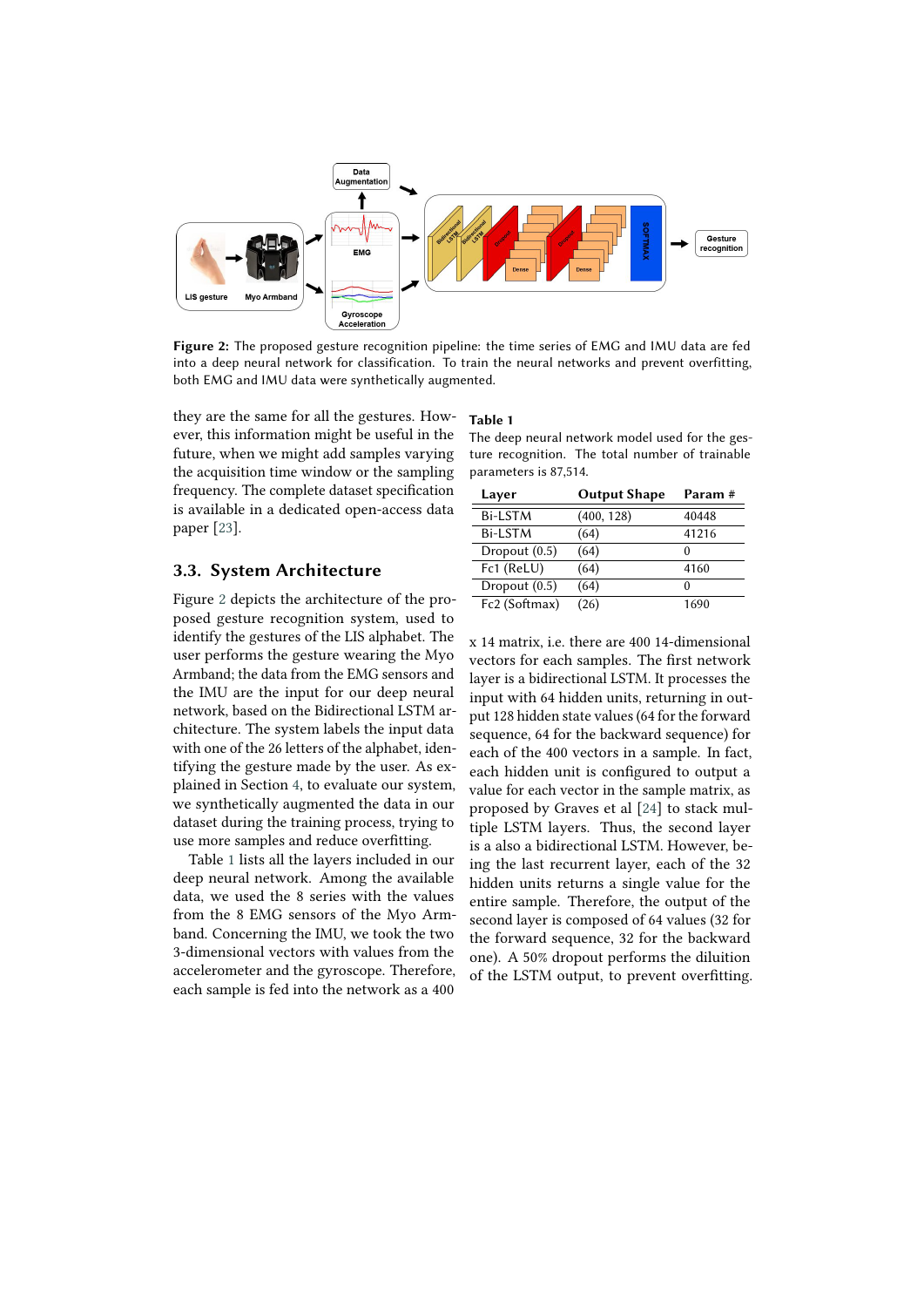Figure 2: The proposed gesture recognition pipeline: the time series of EMG and IMU data are fed into a deep neural network for classification. To train the neural networks and prevent overfitting, both EMG and IMU data were synthetically augmented.

they are the same for all the gestures. However, this information might be useful in the future, when we might add samples varying the acquisition time window or the sampling frequency. The complete dataset specification is available in a dedicated open-access data paper [23].

## 3.3. System Architecture

Figure 2 depicts the architecture of the proposed gesture recognition system, used to identify the gestures of the LIS alphabet. The user performs the gesture wearing the Myo Armband; the data from the EMG sensors and the IMU are the input for our deep neural network, based on the Bidirectional LSTM architecture. The system labels the input data with one of the 26 letters of the alphabet, identifying the gesture made by the user. As explained in Section 4, to evaluate our system, we synthetically augmented the data in our dataset during the training process, trying to use more samples and reduce overfitting.

Table 1 lists all the layers included in our deep neural network. Among the available data, we used the 8 series with the values from the 8 EMG sensors of the Myo Armband. Concerning the IMU, we took the two 3-dimensional vectors with values from the accelerometer and the gyroscope. Therefore, each sample is fed into the network as a 400 x 14 matrix, i.e. there are 400 14-dimensional vectors for each samples. The first network layer is a bidirectional LSTM. It processes the input with 64 hidden units, returning in output 128 hidden state values (64 for the forward sequence, 64 for the backward sequence) for each of the 400 vectors in a sample. In fact, each hidden unit is configured to output a value for each vector in the sample matrix, as proposed by Graves et al [24] to stack multiple LSTM layers. Thus, the second layer is a also a bidirectional LSTM. However, being the last recurrent layer, each of the 32 hidden units returns a single value for the entire sample. Therefore, the output of the second layer is composed of 64 values (32 for the forward sequence, 32 for the backward one). A 50% dropout performs the diluition of the LSTM output, to prevent overfitting.

**Table 1**
The deep neural network model used for the gesture recognition. The total number of trainable parameters is 87,514.

| Layer | Output Shape | Param # |
|---|---|---|
| Bi-LSTM | (400, 128) | 40448 |
| Bi-LSTM | (64) | 41216 |
| Dropout (0.5) | (64) | 0 |
| Fc1 (ReLU) | (64) | 4160 |
| Dropout (0.5) | (64) | 0 |
| Fc2 (Softmax) | (26) | 1690 |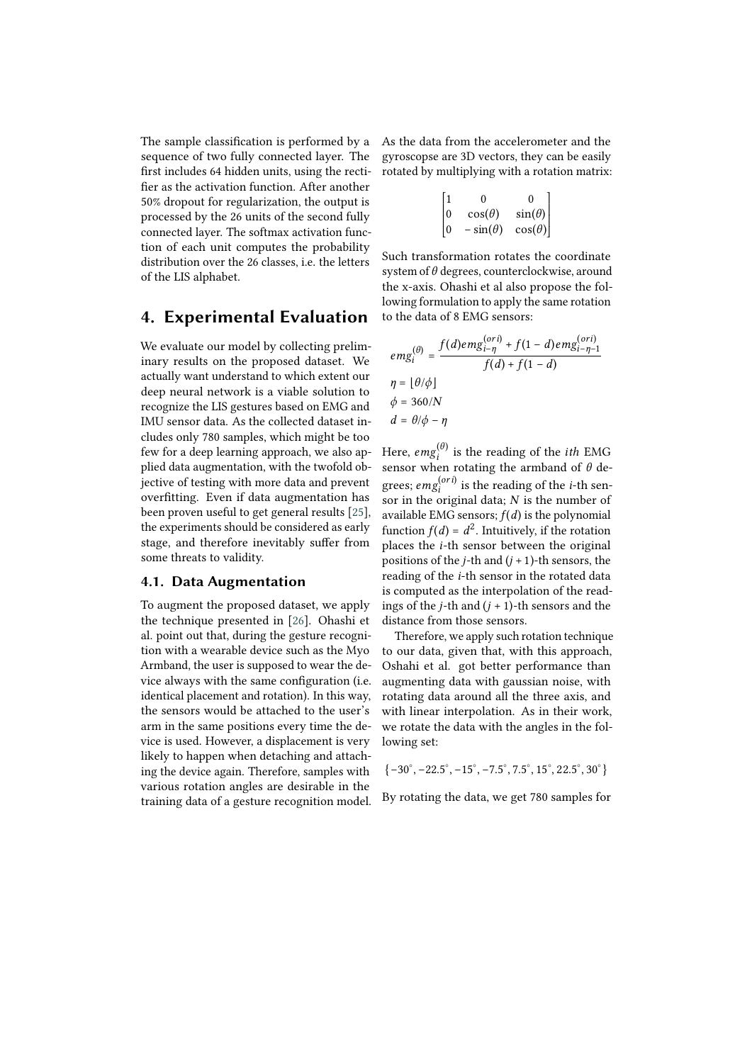The sample classification is performed by a sequence of two fully connected layer. The first includes 64 hidden units, using the rectifier as the activation function. After another 50% dropout for regularization, the output is processed by the 26 units of the second fully connected layer. The softmax activation function of each unit computes the probability distribution over the 26 classes, i.e. the letters of the LIS alphabet.

## 4. Experimental Evaluation

We evaluate our model by collecting preliminary results on the proposed dataset. We actually want understand to which extent our deep neural network is a viable solution to recognize the LIS gestures based on EMG and IMU sensor data. As the collected dataset includes only 780 samples, which might be too few for a deep learning approach, we also applied data augmentation, with the twofold objective of testing with more data and prevent overfitting. Even if data augmentation has been proven useful to get general results [25], the experiments should be considered as early stage, and therefore inevitably suffer from some threats to validity.

### 4.1. Data Augmentation

To augment the proposed dataset, we apply the technique presented in [26]. Ohashi et al. point out that, during the gesture recognition with a wearable device such as the Myo Armband, the user is supposed to wear the device always with the same configuration (i.e. identical placement and rotation). In this way, the sensors would be attached to the user's arm in the same positions every time the device is used. However, a displacement is very likely to happen when detaching and attaching the device again. Therefore, samples with various rotation angles are desirable in the training data of a gesture recognition model.

As the data from the accelerometer and the gyroscope are 3D vectors, they can be easily rotated by multiplying with a rotation matrix:

$$\begin{bmatrix} 1 & 0 & 0 \\ 0 & \cos(\theta) & \sin(\theta) \\ 0 & -\sin(\theta) & \cos(\theta) \end{bmatrix}$$

Such transformation rotates the coordinate system of $\theta$ degrees, counterclockwise, around the x-axis. Ohashi et al also propose the following formulation to apply the same rotation to the data of 8 EMG sensors:

$$emg_i^{(\theta)} = \frac{f(d)emg_{i-\eta}^{(ori)} + f(1-d)emg_{i-\eta-1}^{(ori)}}{f(d) + f(1-d)}$$

$$\eta = \lfloor \theta/\phi \rfloor$$

$$\phi = 360/N$$

$$d = \theta/\phi - \eta$$

Here, $emg_i^{(\theta)}$ is the reading of the $ith$ EMG sensor when rotating the armband of $\theta$ degrees; $emg_i^{(ori)}$ is the reading of the $i$-th sensor in the original data; $N$ is the number of available EMG sensors; $f(d)$ is the polynomial function $f(d) = d^2$. Intuitively, if the rotation places the $i$-th sensor between the original positions of the $j$-th and $(j+1)$-th sensors, the reading of the $i$-th sensor in the rotated data is computed as the interpolation of the readings of the $j$-th and $(j+1)$-th sensors and the distance from those sensors.

Therefore, we apply such rotation technique to our data, given that, with this approach, Oshahi et al. got better performance than augmenting data with gaussian noise, with rotating data around all the three axis, and with linear interpolation. As in their work, we rotate the data with the angles in the following set:

$$\{-30^{\circ}, -22.5^{\circ}, -15^{\circ}, -7.5^{\circ}, 7.5^{\circ}, 15^{\circ}, 22.5^{\circ}, 30^{\circ}\}$$

By rotating the data, we get 780 samples for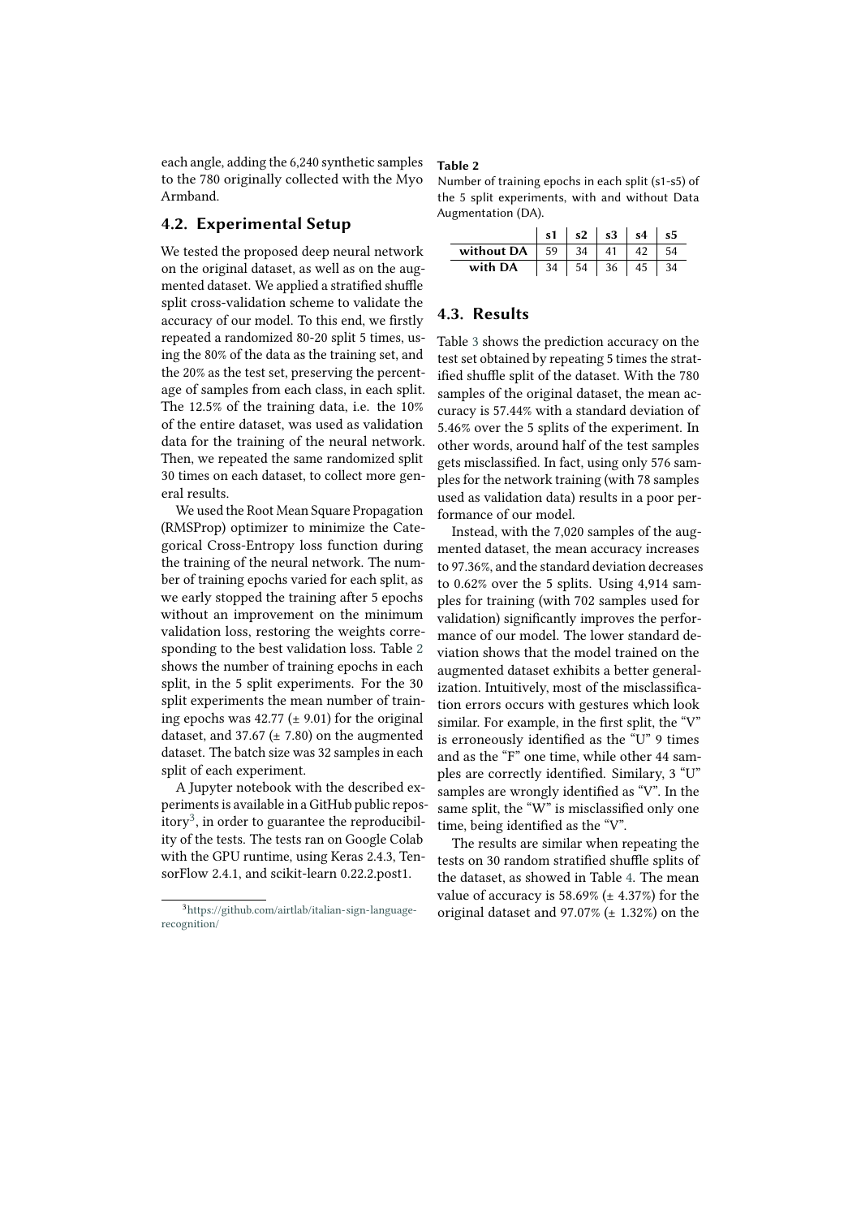each angle, adding the 6,240 synthetic samples to the 780 originally collected with the Myo Armband.

## 4.2. Experimental Setup

We tested the proposed deep neural network on the original dataset, as well as on the augmented dataset. We applied a stratified shuffle split cross-validation scheme to validate the accuracy of our model. To this end, we firstly repeated a randomized 80-20 split 5 times, using the 80% of the data as the training set, and the 20% as the test set, preserving the percentage of samples from each class, in each split. The 12.5% of the training data, i.e. the 10% of the entire dataset, was used as validation data for the training of the neural network. Then, we repeated the same randomized split 30 times on each dataset, to collect more general results.

We used the Root Mean Square Propagation (RMSProp) optimizer to minimize the Categorical Cross-Entropy loss function during the training of the neural network. The number of training epochs varied for each split, as we early stopped the training after 5 epochs without an improvement on the minimum validation loss, restoring the weights corresponding to the best validation loss. Table 2 shows the number of training epochs in each split, in the 5 split experiments. For the 30 split experiments the mean number of training epochs was 42.77 (± 9.01) for the original dataset, and 37.67 (± 7.80) on the augmented dataset. The batch size was 32 samples in each split of each experiment.

A Jupyter notebook with the described experiments is available in a GitHub public repository[3], in order to guarantee the reproducibility of the tests. The tests ran on Google Colab with the GPU runtime, using Keras 2.4.3, TensorFlow 2.4.1, and scikit-learn 0.22.2.post1.

[3] https://github.com/airtlab/italian-sign-language-recognition/

**Table 2**
Number of training epochs in each split (s1-s5) of the 5 split experiments, with and without Data Augmentation (DA).

| | s1 | s2 | s3 | s4 | s5 |
|---|---|---|---|---|---|
| **without DA** | 59 | 34 | 41 | 42 | 54 |
| **with DA** | 34 | 54 | 36 | 45 | 34 |

## 4.3. Results

Table 3 shows the prediction accuracy on the test set obtained by repeating 5 times the stratified shuffle split of the dataset. With the 780 samples of the original dataset, the mean accuracy is 57.44% with a standard deviation of 5.46% over the 5 splits of the experiment. In other words, around half of the test samples gets misclassified. In fact, using only 576 samples for the network training (with 78 samples used as validation data) results in a poor performance of our model.

Instead, with the 7,020 samples of the augmented dataset, the mean accuracy increases to 97.36%, and the standard deviation decreases to 0.62% over the 5 splits. Using 4,914 samples for training (with 702 samples used for validation) significantly improves the performance of our model. The lower standard deviation shows that the model trained on the augmented dataset exhibits a better generalization. Intuitively, most of the misclassification errors occurs with gestures which look similar. For example, in the first split, the "V" is erroneously identified as the "U" 9 times and as the "F" one time, while other 44 samples are correctly identified. Similary, 3 "U" samples are wrongly identified as "V". In the same split, the "W" is misclassified only one time, being identified as the "V".

The results are similar when repeating the tests on 30 random stratified shuffle splits of the dataset, as showed in Table 4. The mean value of accuracy is 58.69% (± 4.37%) for the original dataset and 97.07% (± 1.32%) on the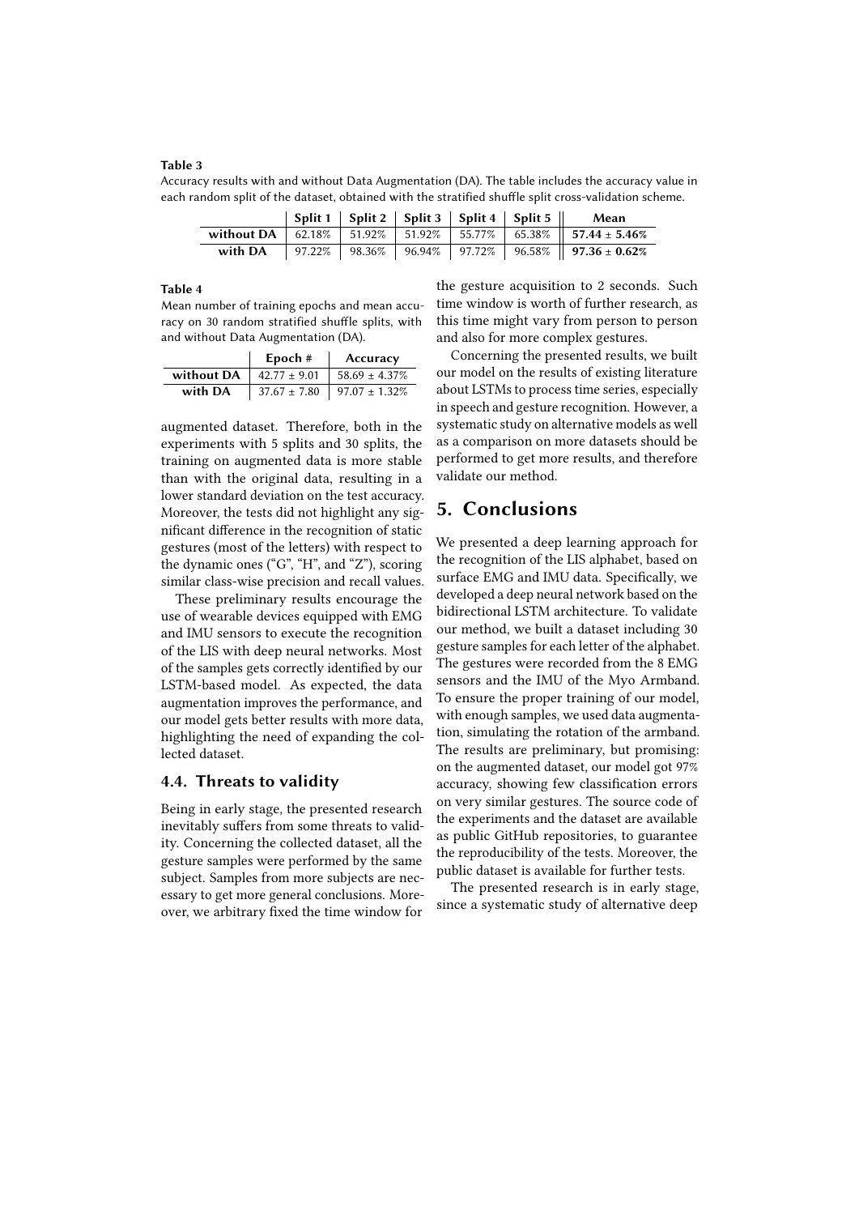**Table 3**

Accuracy results with and without Data Augmentation (DA). The table includes the accuracy value in each random split of the dataset, obtained with the stratified shuffle split cross-validation scheme.

| | Split 1 | Split 2 | Split 3 | Split 4 | Split 5 | Mean |
|---|---|---|---|---|---|---|
| **without DA** | 62.18% | 51.92% | 51.92% | 55.77% | 65.38% | **57.44 ± 5.46%** |
| **with DA** | 97.22% | 98.36% | 96.94% | 97.72% | 96.58% | **97.36 ± 0.62%** |

**Table 4**

Mean number of training epochs and mean accuracy on 30 random stratified shuffle splits, with and without Data Augmentation (DA).

| | Epoch # | Accuracy |
|---|---|---|
| **without DA** | 42.77 ± 9.01 | 58.69 ± 4.37% |
| **with DA** | 37.67 ± 7.80 | 97.07 ± 1.32% |

augmented dataset. Therefore, both in the experiments with 5 splits and 30 splits, the training on augmented data is more stable than with the original data, resulting in a lower standard deviation on the test accuracy. Moreover, the tests did not highlight any significant difference in the recognition of static gestures (most of the letters) with respect to the dynamic ones ("G", "H", and "Z"), scoring similar class-wise precision and recall values.

These preliminary results encourage the use of wearable devices equipped with EMG and IMU sensors to execute the recognition of the LIS with deep neural networks. Most of the samples gets correctly identified by our LSTM-based model. As expected, the data augmentation improves the performance, and our model gets better results with more data, highlighting the need of expanding the collected dataset.

### 4.4. Threats to validity

Being in early stage, the presented research inevitably suffers from some threats to validity. Concerning the collected dataset, all the gesture samples were performed by the same subject. Samples from more subjects are necessary to get more general conclusions. Moreover, we arbitrary fixed the time window for the gesture acquisition to 2 seconds. Such time window is worth of further research, as this time might vary from person to person and also for more complex gestures.

Concerning the presented results, we built our model on the results of existing literature about LSTMs to process time series, especially in speech and gesture recognition. However, a systematic study on alternative models as well as a comparison on more datasets should be performed to get more results, and therefore validate our method.

## 5. Conclusions

We presented a deep learning approach for the recognition of the LIS alphabet, based on surface EMG and IMU data. Specifically, we developed a deep neural network based on the bidirectional LSTM architecture. To validate our method, we built a dataset including 30 gesture samples for each letter of the alphabet. The gestures were recorded from the 8 EMG sensors and the IMU of the Myo Armband. To ensure the proper training of our model, with enough samples, we used data augmentation, simulating the rotation of the armband. The results are preliminary, but promising: on the augmented dataset, our model got 97% accuracy, showing few classification errors on very similar gestures. The source code of the experiments and the dataset are available as public GitHub repositories, to guarantee the reproducibility of the tests. Moreover, the public dataset is available for further tests.

The presented research is in early stage, since a systematic study of alternative deep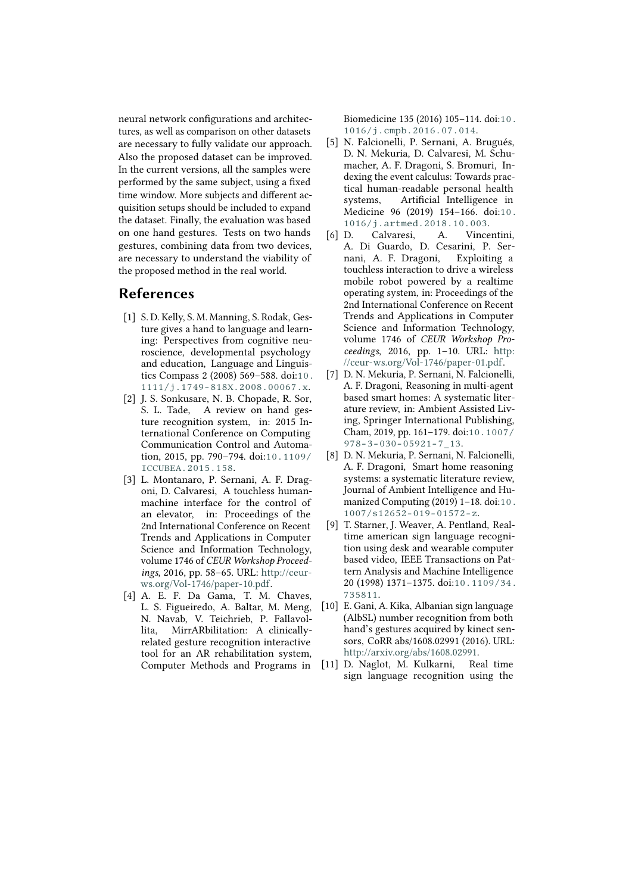neural network configurations and architectures, as well as comparison on other datasets are necessary to fully validate our approach. Also the proposed dataset can be improved. In the current versions, all the samples were performed by the same subject, using a fixed time window. More subjects and different acquisition setups should be included to expand the dataset. Finally, the evaluation was based on one hand gestures. Tests on two hands gestures, combining data from two devices, are necessary to understand the viability of the proposed method in the real world.

## References

[1] S. D. Kelly, S. M. Manning, S. Rodak, Gesture gives a hand to language and learning: Perspectives from cognitive neuroscience, developmental psychology and education, Language and Linguistics Compass 2 (2008) 569–588. doi:10.1111/j.1749-818X.2008.00067.x.

[2] J. S. Sonkusare, N. B. Chopade, R. Sor, S. L. Tade, A review on hand gesture recognition system, in: 2015 International Conference on Computing Communication Control and Automation, 2015, pp. 790–794. doi:10.1109/ICCUBEA.2015.158.

[3] L. Montanaro, P. Sernani, A. F. Dragoni, D. Calvaresi, A touchless human-machine interface for the control of an elevator, in: Proceedings of the 2nd International Conference on Recent Trends and Applications in Computer Science and Information Technology, volume 1746 of *CEUR Workshop Proceedings*, 2016, pp. 58–65. URL: http://ceur-ws.org/Vol-1746/paper-10.pdf.

[4] A. E. F. Da Gama, T. M. Chaves, L. S. Figueiredo, A. Baltar, M. Meng, N. Navab, V. Teichrieb, P. Fallavollita, MirrARbilitation: A clinically-related gesture recognition interactive tool for an AR rehabilitation system, Computer Methods and Programs in Biomedicine 135 (2016) 105–114. doi:10.1016/j.cmpb.2016.07.014.

[5] N. Falcionelli, P. Sernani, A. Brugués, D. N. Mekuria, D. Calvaresi, M. Schumacher, A. F. Dragoni, S. Bromuri, Indexing the event calculus: Towards practical human-readable personal health systems, Artificial Intelligence in Medicine 96 (2019) 154–166. doi:10.1016/j.artmed.2018.10.003.

[6] D. Calvaresi, A. Vincentini, A. Di Guardo, D. Cesarini, P. Sernani, A. F. Dragoni, Exploiting a touchless interaction to drive a wireless mobile robot powered by a realtime operating system, in: Proceedings of the 2nd International Conference on Recent Trends and Applications in Computer Science and Information Technology, volume 1746 of *CEUR Workshop Proceedings*, 2016, pp. 1–10. URL: http://ceur-ws.org/Vol-1746/paper-01.pdf.

[7] D. N. Mekuria, P. Sernani, N. Falcionelli, A. F. Dragoni, Reasoning in multi-agent based smart homes: A systematic literature review, in: Ambient Assisted Living, Springer International Publishing, Cham, 2019, pp. 161–179. doi:10.1007/978-3-030-05921-7_13.

[8] D. N. Mekuria, P. Sernani, N. Falcionelli, A. F. Dragoni, Smart home reasoning systems: a systematic literature review, Journal of Ambient Intelligence and Humanized Computing (2019) 1–18. doi:10.1007/s12652-019-01572-z.

[9] T. Starner, J. Weaver, A. Pentland, Real-time american sign language recognition using desk and wearable computer based video, IEEE Transactions on Pattern Analysis and Machine Intelligence 20 (1998) 1371–1375. doi:10.1109/34.735811.

[10] E. Gani, A. Kika, Albanian sign language (AlbSL) number recognition from both hand's gestures acquired by kinect sensors, CoRR abs/1608.02991 (2016). URL: http://arxiv.org/abs/1608.02991.

[11] D. Naglot, M. Kulkarni, Real time sign language recognition using the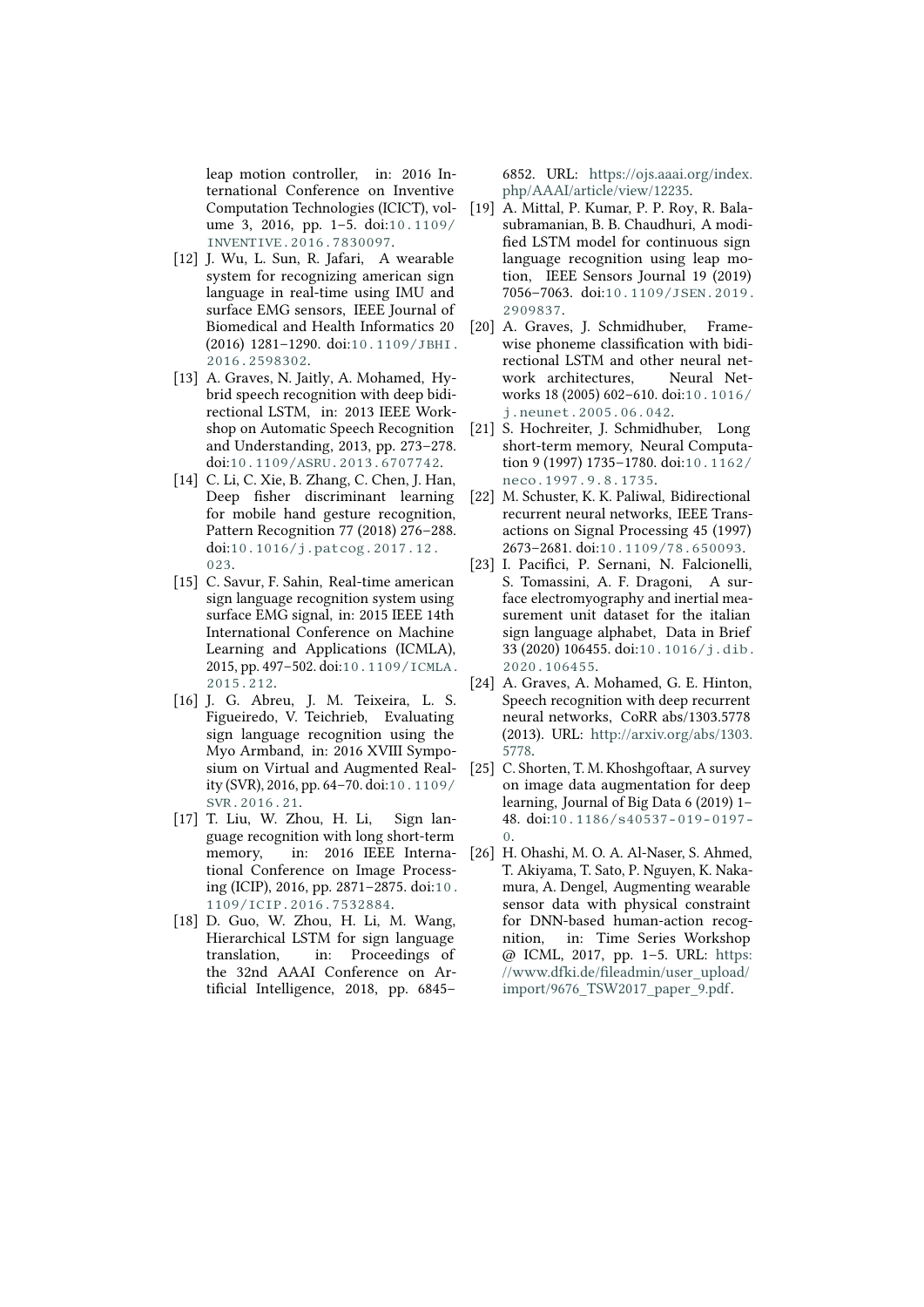leap motion controller, in: 2016 International Conference on Inventive Computation Technologies (ICICT), volume 3, 2016, pp. 1–5. doi:10.1109/INVENTIVE.2016.7830097.

[12] J. Wu, L. Sun, R. Jafari, A wearable system for recognizing american sign language in real-time using IMU and surface EMG sensors, IEEE Journal of Biomedical and Health Informatics 20 (2016) 1281–1290. doi:10.1109/JBHI.2016.2598302.

[13] A. Graves, N. Jaitly, A. Mohamed, Hybrid speech recognition with deep bidirectional LSTM, in: 2013 IEEE Workshop on Automatic Speech Recognition and Understanding, 2013, pp. 273–278. doi:10.1109/ASRU.2013.6707742.

[14] C. Li, C. Xie, B. Zhang, C. Chen, J. Han, Deep fisher discriminant learning for mobile hand gesture recognition, Pattern Recognition 77 (2018) 276–288. doi:10.1016/j.patcog.2017.12.023.

[15] C. Savur, F. Sahin, Real-time american sign language recognition system using surface EMG signal, in: 2015 IEEE 14th International Conference on Machine Learning and Applications (ICMLA), 2015, pp. 497–502. doi:10.1109/ICMLA.2015.212.

[16] J. G. Abreu, J. M. Teixeira, L. S. Figueiredo, V. Teichrieb, Evaluating sign language recognition using the Myo Armband, in: 2016 XVIII Symposium on Virtual and Augmented Reality (SVR), 2016, pp. 64–70. doi:10.1109/SVR.2016.21.

[17] T. Liu, W. Zhou, H. Li, Sign language recognition with long short-term memory, in: 2016 IEEE International Conference on Image Processing (ICIP), 2016, pp. 2871–2875. doi:10.1109/ICIP.2016.7532884.

[18] D. Guo, W. Zhou, H. Li, M. Wang, Hierarchical LSTM for sign language translation, in: Proceedings of the 32nd AAAI Conference on Artificial Intelligence, 2018, pp. 6845–6852. URL: https://ojs.aaai.org/index.php/AAAI/article/view/12235.

[19] A. Mittal, P. Kumar, P. P. Roy, R. Balasubramanian, B. B. Chaudhuri, A modified LSTM model for continuous sign language recognition using leap motion, IEEE Sensors Journal 19 (2019) 7056–7063. doi:10.1109/JSEN.2019.2909837.

[20] A. Graves, J. Schmidhuber, Framewise phoneme classification with bidirectional LSTM and other neural network architectures, Neural Networks 18 (2005) 602–610. doi:10.1016/j.neunet.2005.06.042.

[21] S. Hochreiter, J. Schmidhuber, Long short-term memory, Neural Computation 9 (1997) 1735–1780. doi:10.1162/neco.1997.9.8.1735.

[22] M. Schuster, K. K. Paliwal, Bidirectional recurrent neural networks, IEEE Transactions on Signal Processing 45 (1997) 2673–2681. doi:10.1109/78.650093.

[23] I. Pacifici, P. Sernani, N. Falcionelli, S. Tomassini, A. F. Dragoni, A surface electromyography and inertial measurement unit dataset for the italian sign language alphabet, Data in Brief 33 (2020) 106455. doi:10.1016/j.dib.2020.106455.

[24] A. Graves, A. Mohamed, G. E. Hinton, Speech recognition with deep recurrent neural networks, CoRR abs/1303.5778 (2013). URL: http://arxiv.org/abs/1303.5778.

[25] C. Shorten, T. M. Khoshgoftaar, A survey on image data augmentation for deep learning, Journal of Big Data 6 (2019) 1–48. doi:10.1186/s40537-019-0197-0.

[26] H. Ohashi, M. O. A. Al-Naser, S. Ahmed, T. Akiyama, T. Sato, P. Nguyen, K. Nakamura, A. Dengel, Augmenting wearable sensor data with physical constraint for DNN-based human-action recognition, in: Time Series Workshop @ ICML, 2017, pp. 1–5. URL: https://www.dfki.de/fileadmin/user_upload/import/9676_TSW2017_paper_9.pdf.